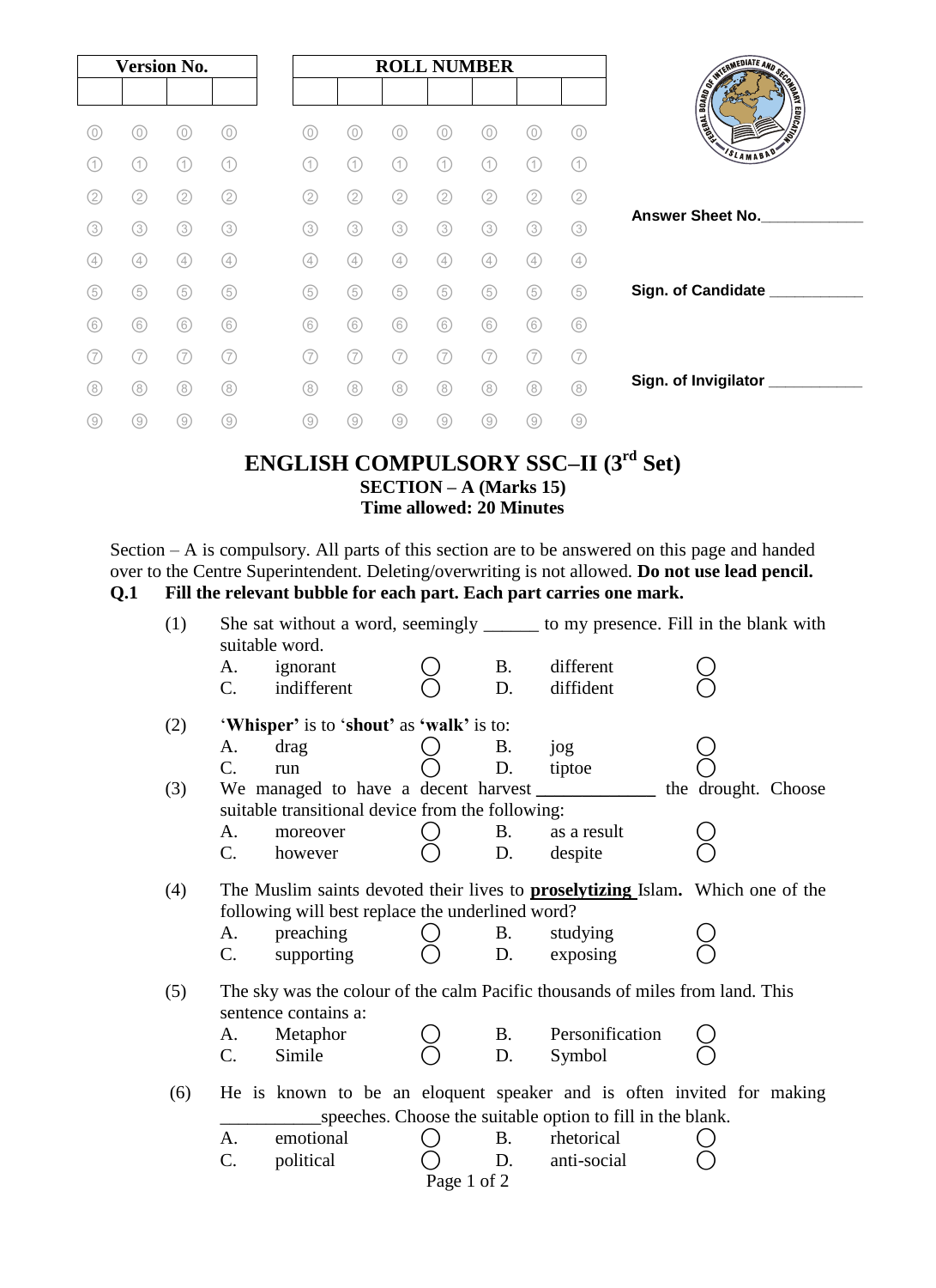| Version No. | | | |
|---|---|---|---|
| | | | |

| ROLL NUMBER | | | | | | |
|---|---|---|---|---|---|---|
| | | | | | | |

Answer Sheet No.____________

Sign. of Candidate ___________

Sign. of Invigilator ___________

# ENGLISH COMPULSORY SSC–II (3rd Set)

## SECTION – A (Marks 15)

**Time allowed: 20 Minutes**

Section – A is compulsory. All parts of this section are to be answered on this page and handed over to the Centre Superintendent. Deleting/overwriting is not allowed. **Do not use lead pencil.**

**Q.1 Fill the relevant bubble for each part. Each part carries one mark.**

(1) She sat without a word, seemingly ______ to my presence. Fill in the blank with suitable word.

| | | | | | |
|---|---|---|---|---|---|
| A. | ignorant | ○ | B. | different | ○ |
| C. | indifferent | ○ | D. | diffident | ○ |

(2) '**Whisper**' is to '**shout**' as '**walk**' is to:

| | | | | | |
|---|---|---|---|---|---|
| A. | drag | ○ | B. | jog | ○ |
| C. | run | ○ | D. | tiptoe | ○ |

(3) We managed to have a decent harvest _____________ the drought. Choose suitable transitional device from the following:

| | | | | | |
|---|---|---|---|---|---|
| A. | moreover | ○ | B. | as a result | ○ |
| C. | however | ○ | D. | despite | ○ |

(4) The Muslim saints devoted their lives to **<u>proselytizing</u>** Islam. Which one of the following will best replace the underlined word?

| | | | | | |
|---|---|---|---|---|---|
| A. | preaching | ○ | B. | studying | ○ |
| C. | supporting | ○ | D. | exposing | ○ |

(5) The sky was the colour of the calm Pacific thousands of miles from land. This sentence contains a:

| | | | | | |
|---|---|---|---|---|---|
| A. | Metaphor | ○ | B. | Personification | ○ |
| C. | Simile | ○ | D. | Symbol | ○ |

(6) He is known to be an eloquent speaker and is often invited for making ___________speeches. Choose the suitable option to fill in the blank.

| | | | | | |
|---|---|---|---|---|---|
| A. | emotional | ○ | B. | rhetorical | ○ |
| C. | political | ○ | D. | anti-social | ○ |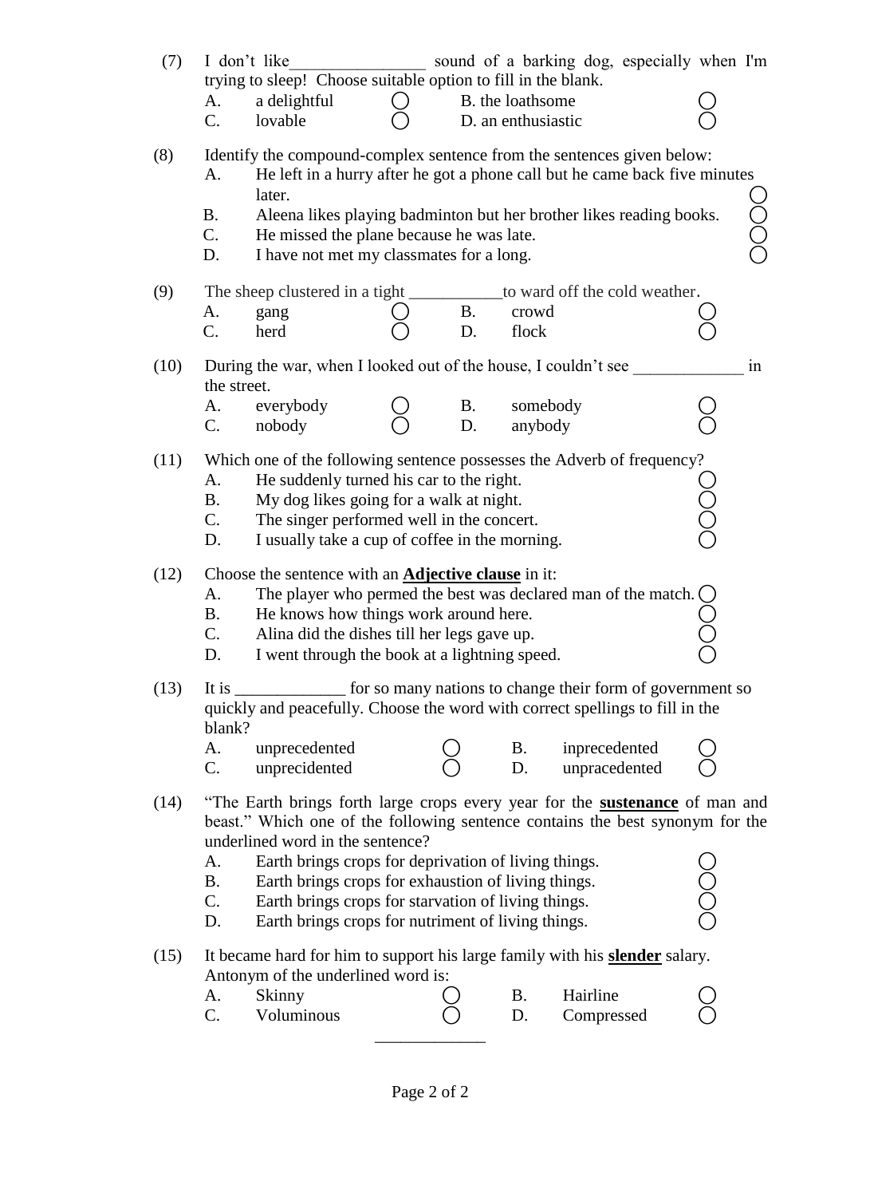(7) I don't like________________ sound of a barking dog, especially when I'm trying to sleep! Choose suitable option to fill in the blank.

A. a delightful ◯ B. the loathsome ◯
C. lovable ◯ D. an enthusiastic ◯

(8) Identify the compound-complex sentence from the sentences given below:

A. He left in a hurry after he got a phone call but he came back five minutes later. ◯
B. Aleena likes playing badminton but her brother likes reading books. ◯
C. He missed the plane because he was late. ◯
D. I have not met my classmates for a long. ◯

(9) The sheep clustered in a tight ___________to ward off the cold weather.

A. gang ◯ B. crowd ◯
C. herd ◯ D. flock ◯

(10) During the war, when I looked out of the house, I couldn't see _____________ in the street.

A. everybody ◯ B. somebody ◯
C. nobody ◯ D. anybody ◯

(11) Which one of the following sentence possesses the Adverb of frequency?

A. He suddenly turned his car to the right. ◯
B. My dog likes going for a walk at night. ◯
C. The singer performed well in the concert. ◯
D. I usually take a cup of coffee in the morning. ◯

(12) Choose the sentence with an **<u>Adjective clause</u>** in it:

A. The player who permed the best was declared man of the match. ◯
B. He knows how things work around here. ◯
C. Alina did the dishes till her legs gave up. ◯
D. I went through the book at a lightning speed. ◯

(13) It is _____________ for so many nations to change their form of government so quickly and peacefully. Choose the word with correct spellings to fill in the blank?

A. unprecedented ◯ B. inprecedented ◯
C. unprecidented ◯ D. unpracedented ◯

(14) "The Earth brings forth large crops every year for the **<u>sustenance</u>** of man and beast." Which one of the following sentence contains the best synonym for the underlined word in the sentence?

A. Earth brings crops for deprivation of living things. ◯
B. Earth brings crops for exhaustion of living things. ◯
C. Earth brings crops for starvation of living things. ◯
D. Earth brings crops for nutriment of living things. ◯

(15) It became hard for him to support his large family with his **<u>slender</u>** salary. Antonym of the underlined word is:

A. Skinny ◯ B. Hairline ◯
C. Voluminous ◯ D. Compressed ◯

_____________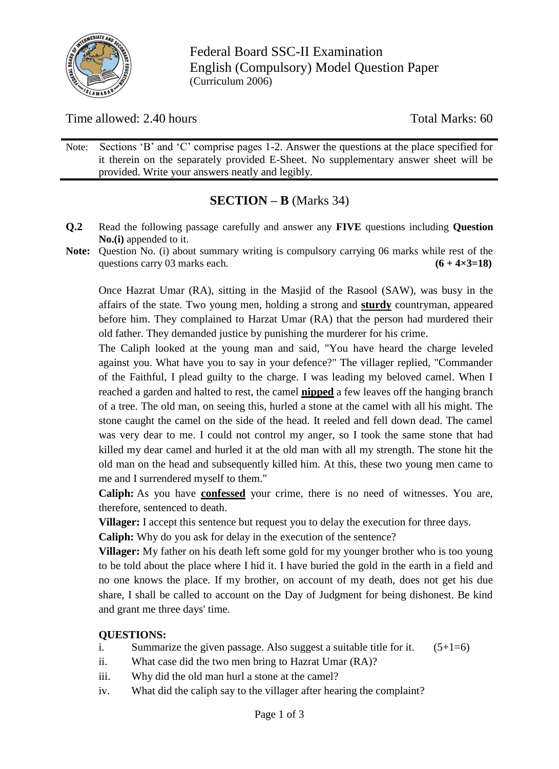Federal Board SSC-II Examination
English (Compulsory) Model Question Paper
(Curriculum 2006)

Time allowed: 2.40 hours

Total Marks: 60

Note: Sections 'B' and 'C' comprise pages 1-2. Answer the questions at the place specified for it therein on the separately provided E-Sheet. No supplementary answer sheet will be provided. Write your answers neatly and legibly.

## SECTION – B (Marks 34)

**Q.2** Read the following passage carefully and answer any **FIVE** questions including **Question No.(i)** appended to it.

**Note:** Question No. (i) about summary writing is compulsory carrying 06 marks while rest of the questions carry 03 marks each. **(6 + 4×3=18)**

Once Hazrat Umar (RA), sitting in the Masjid of the Rasool (SAW), was busy in the affairs of the state. Two young men, holding a strong and **sturdy** countryman, appeared before him. They complained to Harzat Umar (RA) that the person had murdered their old father. They demanded justice by punishing the murderer for his crime.

The Caliph looked at the young man and said, "You have heard the charge leveled against you. What have you to say in your defence?" The villager replied, "Commander of the Faithful, I plead guilty to the charge. I was leading my beloved camel. When I reached a garden and halted to rest, the camel **nipped** a few leaves off the hanging branch of a tree. The old man, on seeing this, hurled a stone at the camel with all his might. The stone caught the camel on the side of the head. It reeled and fell down dead. The camel was very dear to me. I could not control my anger, so I took the same stone that had killed my dear camel and hurled it at the old man with all my strength. The stone hit the old man on the head and subsequently killed him. At this, these two young men came to me and I surrendered myself to them."

**Caliph:** As you have **confessed** your crime, there is no need of witnesses. You are, therefore, sentenced to death.

**Villager:** I accept this sentence but request you to delay the execution for three days.

**Caliph:** Why do you ask for delay in the execution of the sentence?

**Villager:** My father on his death left some gold for my younger brother who is too young to be told about the place where I hid it. I have buried the gold in the earth in a field and no one knows the place. If my brother, on account of my death, does not get his due share, I shall be called to account on the Day of Judgment for being dishonest. Be kind and grant me three days' time.

**QUESTIONS:**

i. Summarize the given passage. Also suggest a suitable title for it. (5+1=6)

ii. What case did the two men bring to Hazrat Umar (RA)?

iii. Why did the old man hurl a stone at the camel?

iv. What did the caliph say to the villager after hearing the complaint?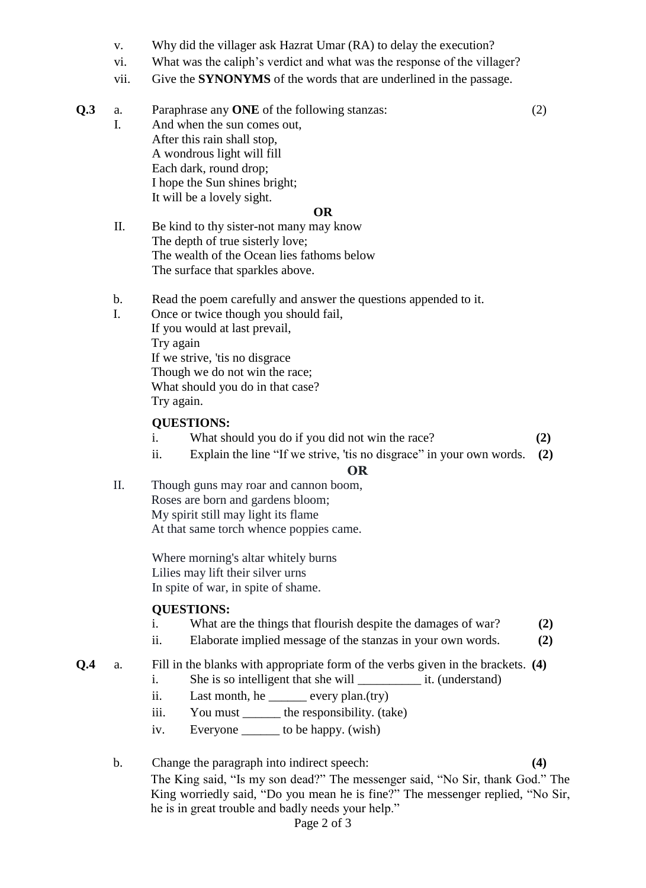v. Why did the villager ask Hazrat Umar (RA) to delay the execution?

vi. What was the caliph's verdict and what was the response of the villager?

vii. Give the **SYNONYMS** of the words that are underlined in the passage.

**Q.3** a. Paraphrase any **ONE** of the following stanzas: (2)

I. And when the sun comes out,
After this rain shall stop,
A wondrous light will fill
Each dark, round drop;
I hope the Sun shines bright;
It will be a lovely sight.

**OR**

II. Be kind to thy sister-not many may know
The depth of true sisterly love;
The wealth of the Ocean lies fathoms below
The surface that sparkles above.

b. Read the poem carefully and answer the questions appended to it.

I. Once or twice though you should fail,
If you would at last prevail,
Try again
If we strive, 'tis no disgrace
Though we do not win the race;
What should you do in that case?
Try again.

**QUESTIONS:**

i. What should you do if you did not win the race? **(2)**

ii. Explain the line "If we strive, 'tis no disgrace" in your own words. **(2)**

**OR**

II. Though guns may roar and cannon boom,
Roses are born and gardens bloom;
My spirit still may light its flame
At that same torch whence poppies came.

Where morning's altar whitely burns
Lilies may lift their silver urns
In spite of war, in spite of shame.

**QUESTIONS:**

i. What are the things that flourish despite the damages of war? **(2)**

ii. Elaborate implied message of the stanzas in your own words. **(2)**

**Q.4** a. Fill in the blanks with appropriate form of the verbs given in the brackets. **(4)**

i. She is so intelligent that she will __________ it. (understand)

ii. Last month, he ______ every plan.(try)

iii. You must ______ the responsibility. (take)

iv. Everyone ______ to be happy. (wish)

b. Change the paragraph into indirect speech: **(4)**

The King said, "Is my son dead?" The messenger said, "No Sir, thank God." The King worriedly said, "Do you mean he is fine?" The messenger replied, "No Sir, he is in great trouble and badly needs your help."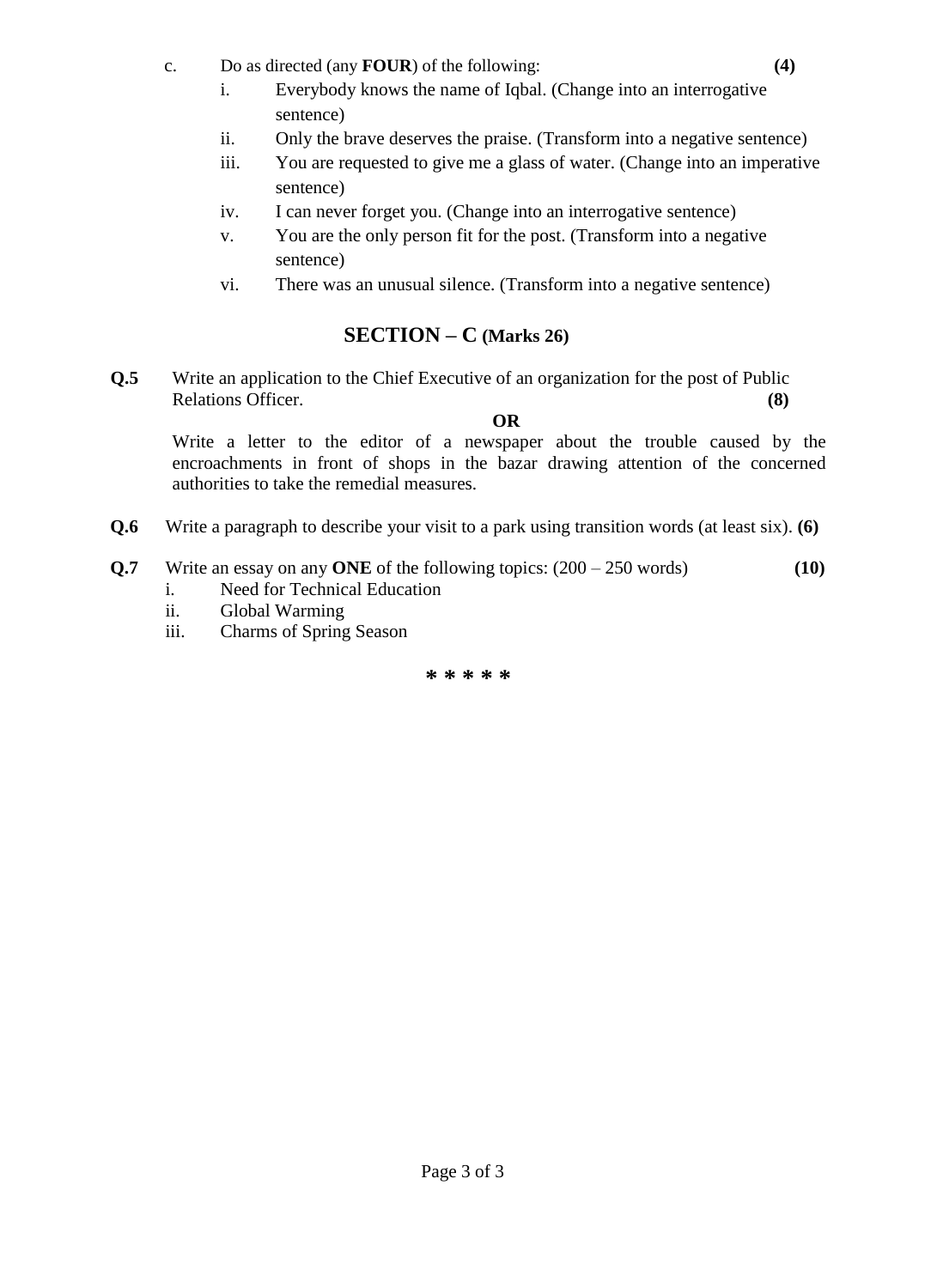c. Do as directed (any **FOUR**) of the following: **(4)**

   i. Everybody knows the name of Iqbal. (Change into an interrogative sentence)

   ii. Only the brave deserves the praise. (Transform into a negative sentence)

   iii. You are requested to give me a glass of water. (Change into an imperative sentence)

   iv. I can never forget you. (Change into an interrogative sentence)

   v. You are the only person fit for the post. (Transform into a negative sentence)

   vi. There was an unusual silence. (Transform into a negative sentence)

## SECTION – C (Marks 26)

**Q.5** Write an application to the Chief Executive of an organization for the post of Public Relations Officer. **(8)**

**OR**

Write a letter to the editor of a newspaper about the trouble caused by the encroachments in front of shops in the bazar drawing attention of the concerned authorities to take the remedial measures.

**Q.6** Write a paragraph to describe your visit to a park using transition words (at least six). **(6)**

**Q.7** Write an essay on any **ONE** of the following topics: (200 – 250 words) **(10)**

   i. Need for Technical Education

   ii. Global Warming

   iii. Charms of Spring Season

**\* \* \* \* \***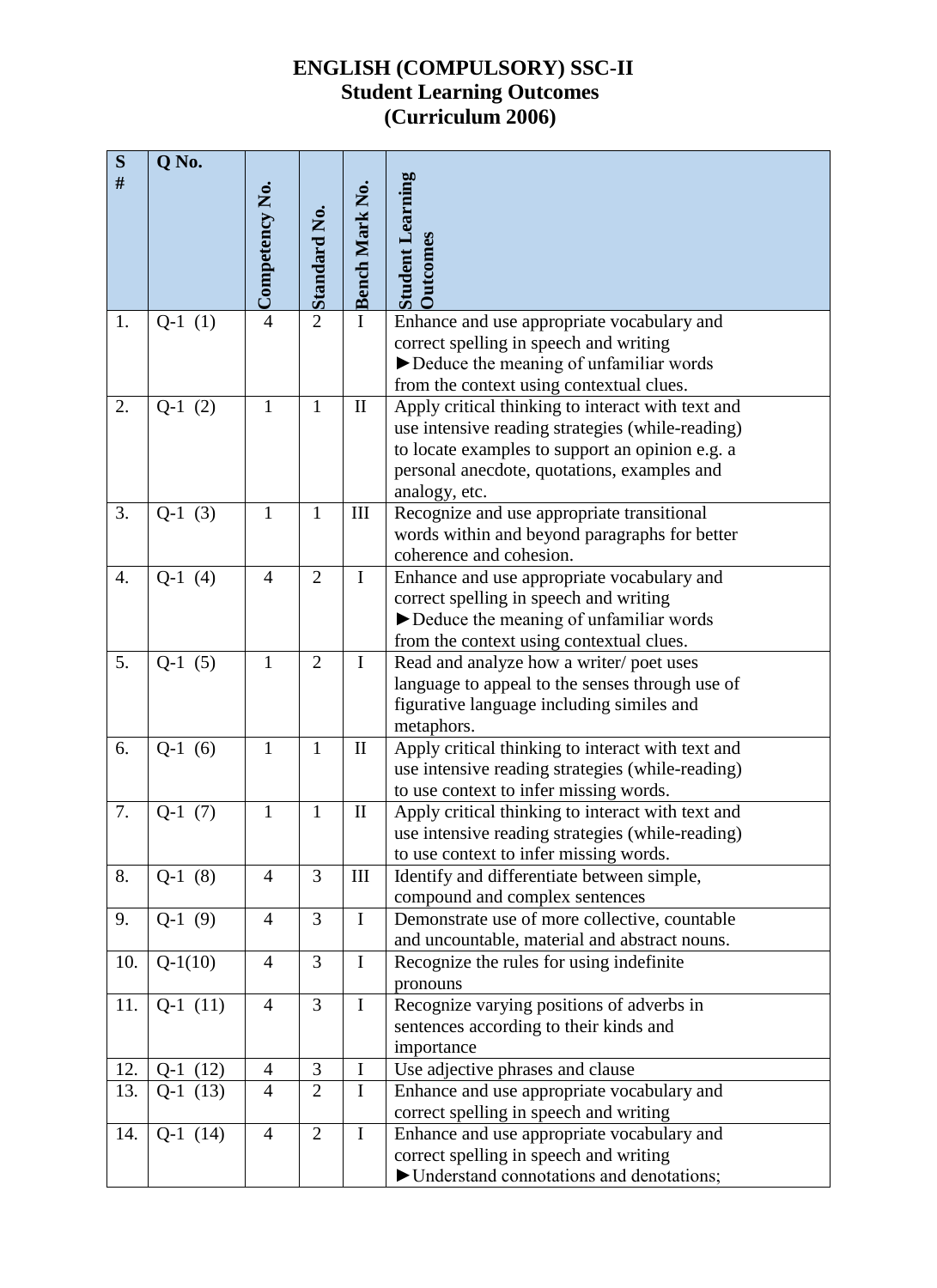# ENGLISH (COMPULSORY) SSC-II
## Student Learning Outcomes
## (Curriculum 2006)

| S # | Q No. | Competency No. | Standard No. | Bench Mark No. | Student Learning Outcomes |
|---|---|---|---|---|---|
| 1. | Q-1 (1) | 4 | 2 | I | Enhance and use appropriate vocabulary and correct spelling in speech and writing ►Deduce the meaning of unfamiliar words from the context using contextual clues. |
| 2. | Q-1 (2) | 1 | 1 | II | Apply critical thinking to interact with text and use intensive reading strategies (while-reading) to locate examples to support an opinion e.g. a personal anecdote, quotations, examples and analogy, etc. |
| 3. | Q-1 (3) | 1 | 1 | III | Recognize and use appropriate transitional words within and beyond paragraphs for better coherence and cohesion. |
| 4. | Q-1 (4) | 4 | 2 | I | Enhance and use appropriate vocabulary and correct spelling in speech and writing ►Deduce the meaning of unfamiliar words from the context using contextual clues. |
| 5. | Q-1 (5) | 1 | 2 | I | Read and analyze how a writer/ poet uses language to appeal to the senses through use of figurative language including similes and metaphors. |
| 6. | Q-1 (6) | 1 | 1 | II | Apply critical thinking to interact with text and use intensive reading strategies (while-reading) to use context to infer missing words. |
| 7. | Q-1 (7) | 1 | 1 | II | Apply critical thinking to interact with text and use intensive reading strategies (while-reading) to use context to infer missing words. |
| 8. | Q-1 (8) | 4 | 3 | III | Identify and differentiate between simple, compound and complex sentences |
| 9. | Q-1 (9) | 4 | 3 | I | Demonstrate use of more collective, countable and uncountable, material and abstract nouns. |
| 10. | Q-1(10) | 4 | 3 | I | Recognize the rules for using indefinite pronouns |
| 11. | Q-1 (11) | 4 | 3 | I | Recognize varying positions of adverbs in sentences according to their kinds and importance |
| 12. | Q-1 (12) | 4 | 3 | I | Use adjective phrases and clause |
| 13. | Q-1 (13) | 4 | 2 | I | Enhance and use appropriate vocabulary and correct spelling in speech and writing |
| 14. | Q-1 (14) | 4 | 2 | I | Enhance and use appropriate vocabulary and correct spelling in speech and writing ►Understand connotations and denotations; |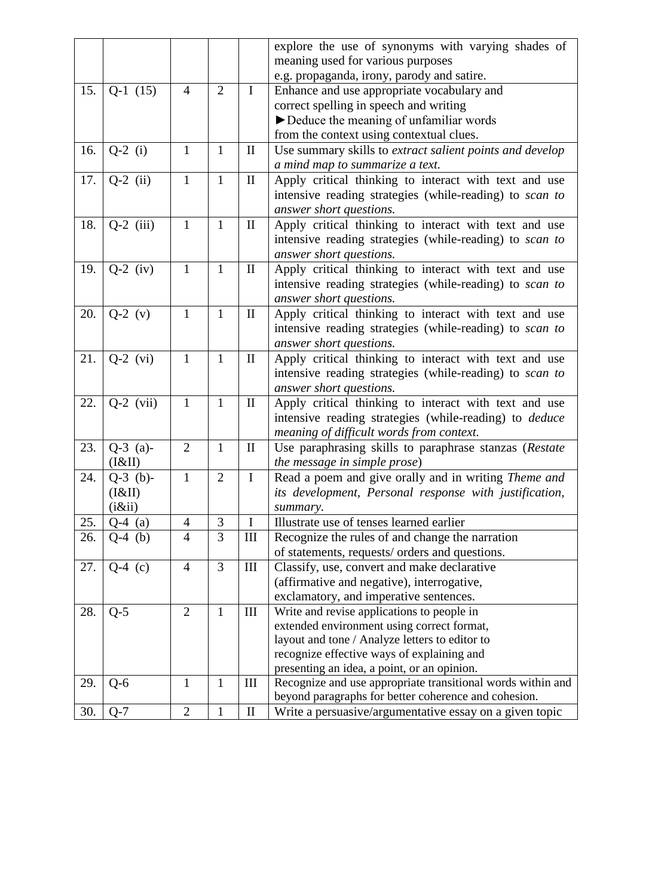| | | | | | |
|---|---|---|---|---|---|
| | | | | | explore the use of synonyms with varying shades of meaning used for various purposes e.g. propaganda, irony, parody and satire. |
| 15. | Q-1 (15) | 4 | 2 | I | Enhance and use appropriate vocabulary and correct spelling in speech and writing ►Deduce the meaning of unfamiliar words from the context using contextual clues. |
| 16. | Q-2 (i) | 1 | 1 | II | Use summary skills to *extract salient points and develop a mind map to summarize a text.* |
| 17. | Q-2 (ii) | 1 | 1 | II | Apply critical thinking to interact with text and use intensive reading strategies (while-reading) to *scan to answer short questions.* |
| 18. | Q-2 (iii) | 1 | 1 | II | Apply critical thinking to interact with text and use intensive reading strategies (while-reading) to *scan to answer short questions.* |
| 19. | Q-2 (iv) | 1 | 1 | II | Apply critical thinking to interact with text and use intensive reading strategies (while-reading) to *scan to answer short questions.* |
| 20. | Q-2 (v) | 1 | 1 | II | Apply critical thinking to interact with text and use intensive reading strategies (while-reading) to *scan to answer short questions.* |
| 21. | Q-2 (vi) | 1 | 1 | II | Apply critical thinking to interact with text and use intensive reading strategies (while-reading) to *scan to answer short questions.* |
| 22. | Q-2 (vii) | 1 | 1 | II | Apply critical thinking to interact with text and use intensive reading strategies (while-reading) to *deduce meaning of difficult words from context.* |
| 23. | Q-3 (a)-(I&II) | 2 | 1 | II | Use paraphrasing skills to paraphrase stanzas (*Restate the message in simple prose*) |
| 24. | Q-3 (b)-(I&II) (i&ii) | 1 | 2 | I | Read a poem and give orally and in writing *Theme and its development, Personal response with justification, summary.* |
| 25. | Q-4 (a) | 4 | 3 | I | Illustrate use of tenses learned earlier |
| 26. | Q-4 (b) | 4 | 3 | III | Recognize the rules of and change the narration of statements, requests/ orders and questions. |
| 27. | Q-4 (c) | 4 | 3 | III | Classify, use, convert and make declarative (affirmative and negative), interrogative, exclamatory, and imperative sentences. |
| 28. | Q-5 | 2 | 1 | III | Write and revise applications to people in extended environment using correct format, layout and tone / Analyze letters to editor to recognize effective ways of explaining and presenting an idea, a point, or an opinion. |
| 29. | Q-6 | 1 | 1 | III | Recognize and use appropriate transitional words within and beyond paragraphs for better coherence and cohesion. |
| 30. | Q-7 | 2 | 1 | II | Write a persuasive/argumentative essay on a given topic |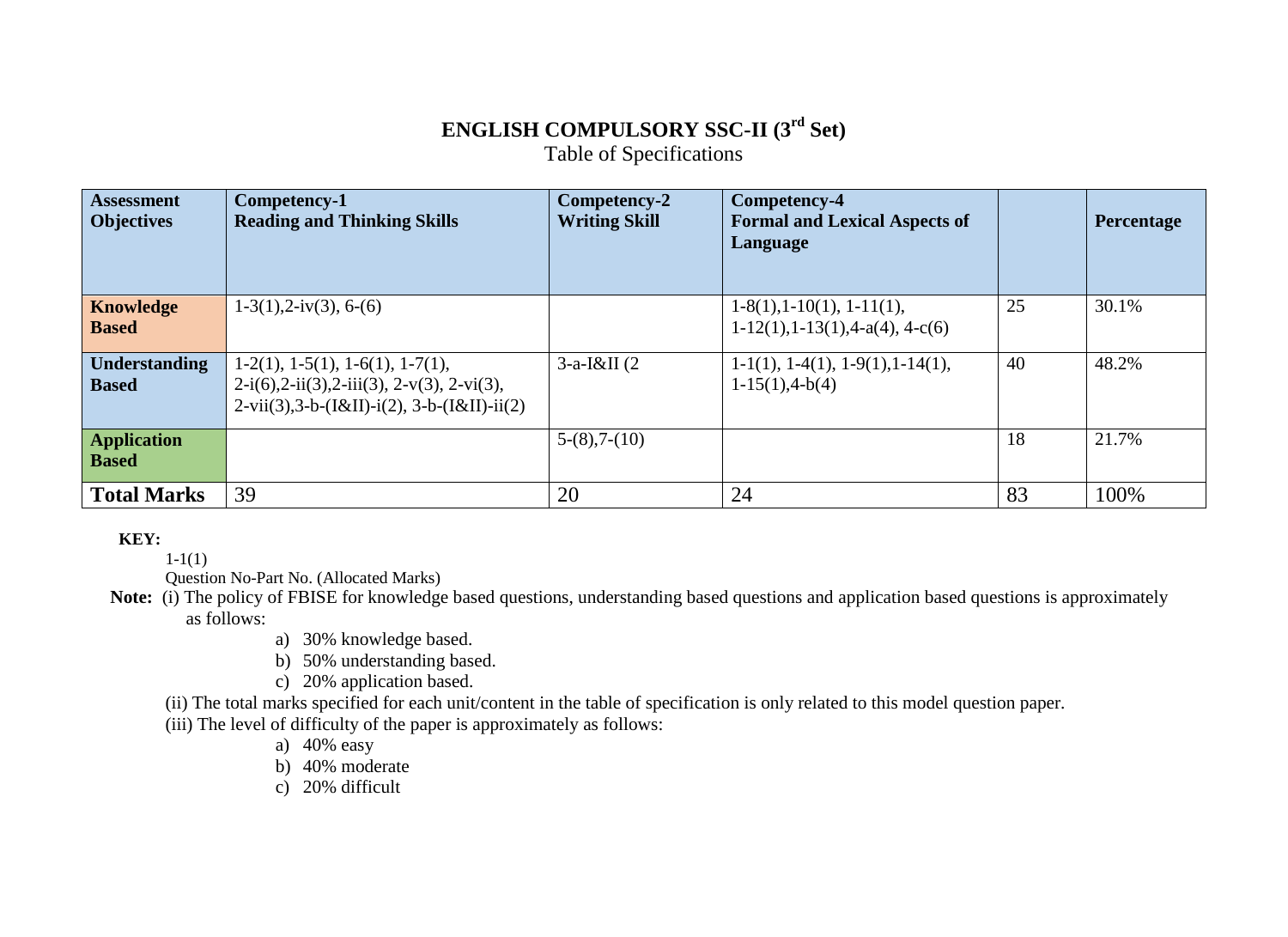# ENGLISH COMPULSORY SSC-II (3rd Set)

Table of Specifications

| Assessment Objectives | Competency-1 Reading and Thinking Skills | Competency-2 Writing Skill | Competency-4 Formal and Lexical Aspects of Language | | Percentage |
|---|---|---|---|---|---|
| **Knowledge Based** | 1-3(1),2-iv(3), 6-(6) | | 1-8(1),1-10(1), 1-11(1), 1-12(1),1-13(1),4-a(4), 4-c(6) | 25 | 30.1% |
| **Understanding Based** | 1-2(1), 1-5(1), 1-6(1), 1-7(1), 2-i(6),2-ii(3),2-iii(3), 2-v(3), 2-vi(3), 2-vii(3),3-b-(I&II)-i(2), 3-b-(I&II)-ii(2) | 3-a-I&II (2 | 1-1(1), 1-4(1), 1-9(1),1-14(1), 1-15(1),4-b(4) | 40 | 48.2% |
| **Application Based** | | 5-(8),7-(10) | | 18 | 21.7% |
| **Total Marks** | 39 | 20 | 24 | 83 | 100% |

**KEY:**

1-1(1)

Question No-Part No. (Allocated Marks)

**Note:** (i) The policy of FBISE for knowledge based questions, understanding based questions and application based questions is approximately as follows:

a) 30% knowledge based.
b) 50% understanding based.
c) 20% application based.

(ii) The total marks specified for each unit/content in the table of specification is only related to this model question paper.

(iii) The level of difficulty of the paper is approximately as follows:

a) 40% easy
b) 40% moderate
c) 20% difficult